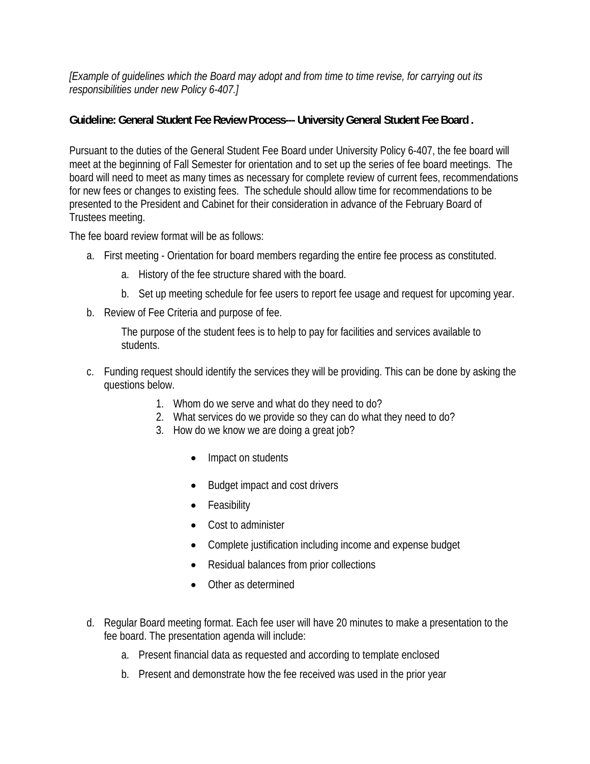*[Example of guidelines which the Board may adopt and from time to time revise, for carrying out its responsibilities under new Policy 6-407.]*

**Guideline: General Student Fee Review Process--- University General Student Fee Board .**

Pursuant to the duties of the General Student Fee Board under University Policy 6-407, the fee board will meet at the beginning of Fall Semester for orientation and to set up the series of fee board meetings. The board will need to meet as many times as necessary for complete review of current fees, recommendations for new fees or changes to existing fees. The schedule should allow time for recommendations to be presented to the President and Cabinet for their consideration in advance of the February Board of Trustees meeting.

The fee board review format will be as follows:

a. First meeting - Orientation for board members regarding the entire fee process as constituted.
   - a. History of the fee structure shared with the board.
   - b. Set up meeting schedule for fee users to report fee usage and request for upcoming year.

b. Review of Fee Criteria and purpose of fee.

   The purpose of the student fees is to help to pay for facilities and services available to students.

c. Funding request should identify the services they will be providing. This can be done by asking the questions below.
   1. Whom do we serve and what do they need to do?
   2. What services do we provide so they can do what they need to do?
   3. How do we know we are doing a great job?
      - Impact on students
      - Budget impact and cost drivers
      - Feasibility
      - Cost to administer
      - Complete justification including income and expense budget
      - Residual balances from prior collections
      - Other as determined

d. Regular Board meeting format. Each fee user will have 20 minutes to make a presentation to the fee board. The presentation agenda will include:
   - a. Present financial data as requested and according to template enclosed
   - b. Present and demonstrate how the fee received was used in the prior year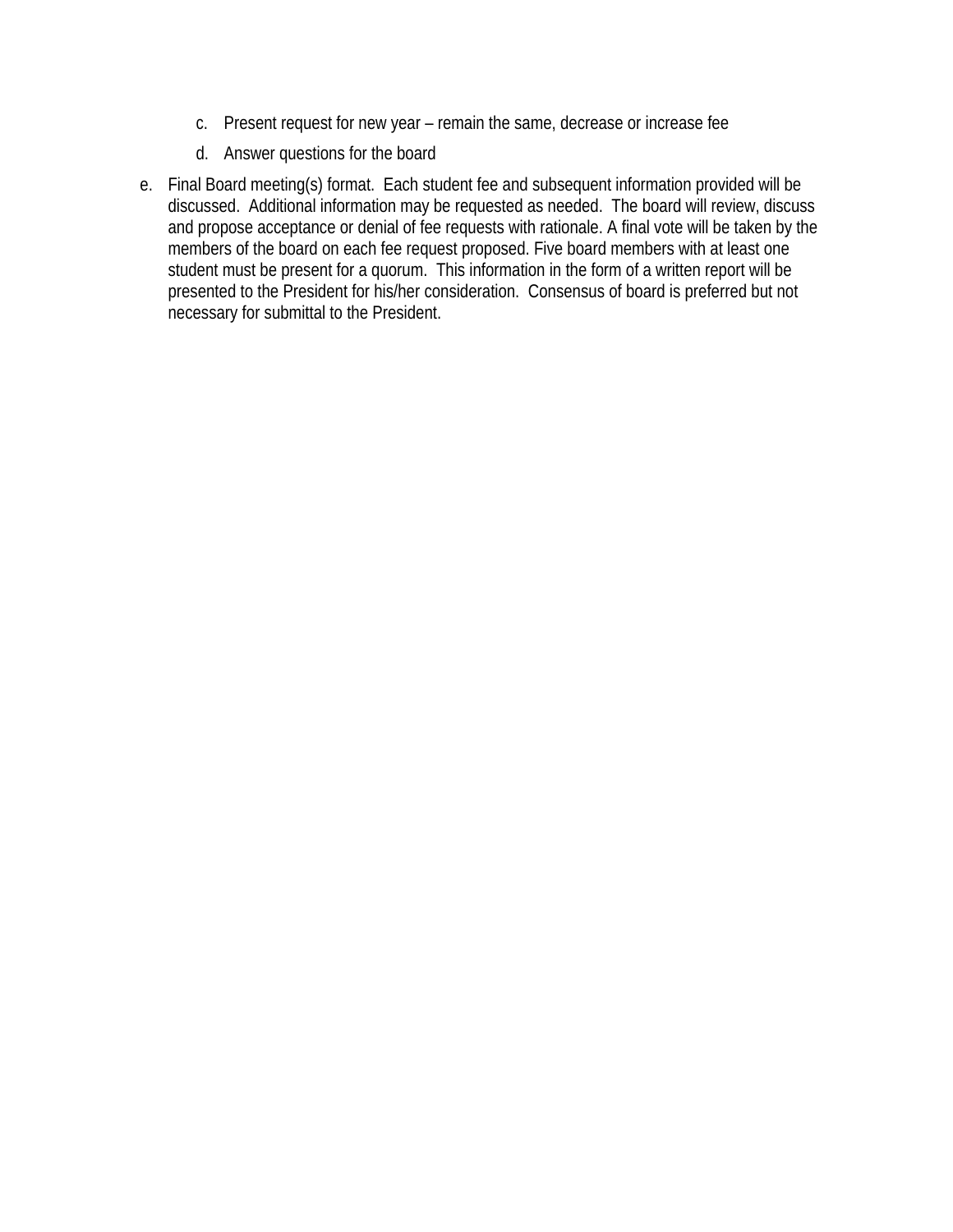c. Present request for new year – remain the same, decrease or increase fee
   d. Answer questions for the board

e. Final Board meeting(s) format. Each student fee and subsequent information provided will be discussed. Additional information may be requested as needed. The board will review, discuss and propose acceptance or denial of fee requests with rationale. A final vote will be taken by the members of the board on each fee request proposed. Five board members with at least one student must be present for a quorum. This information in the form of a written report will be presented to the President for his/her consideration. Consensus of board is preferred but not necessary for submittal to the President.